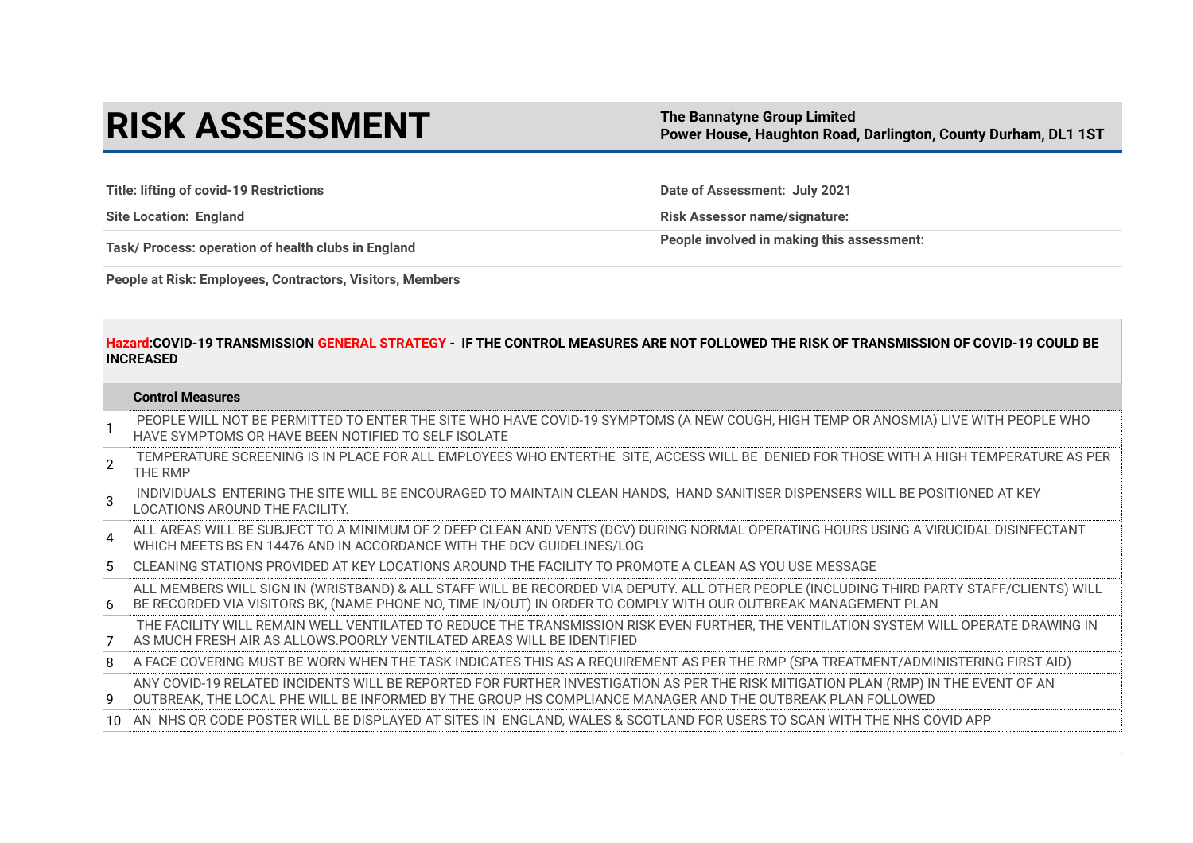# RISK ASSESSMENT

**The Bannatyne Group Limited**
**Power House, Haughton Road, Darlington, County Durham, DL1 1ST**

| | |
|---|---|
| **Title: lifting of covid-19 Restrictions** | **Date of Assessment: July 2021** |
| **Site Location: England** | **Risk Assessor name/signature:** |
| **Task/ Process: operation of health clubs in England** | **People involved in making this assessment:** |
| **People at Risk: Employees, Contractors, Visitors, Members** | |

**Hazard:COVID-19 TRANSMISSION GENERAL STRATEGY - IF THE CONTROL MEASURES ARE NOT FOLLOWED THE RISK OF TRANSMISSION OF COVID-19 COULD BE INCREASED**

| | Control Measures |
|---|---|
| 1 | PEOPLE WILL NOT BE PERMITTED TO ENTER THE SITE WHO HAVE COVID-19 SYMPTOMS (A NEW COUGH, HIGH TEMP OR ANOSMIA) LIVE WITH PEOPLE WHO HAVE SYMPTOMS OR HAVE BEEN NOTIFIED TO SELF ISOLATE |
| 2 | TEMPERATURE SCREENING IS IN PLACE FOR ALL EMPLOYEES WHO ENTERTHE SITE, ACCESS WILL BE DENIED FOR THOSE WITH A HIGH TEMPERATURE AS PER THE RMP |
| 3 | INDIVIDUALS ENTERING THE SITE WILL BE ENCOURAGED TO MAINTAIN CLEAN HANDS, HAND SANITISER DISPENSERS WILL BE POSITIONED AT KEY LOCATIONS AROUND THE FACILITY. |
| 4 | ALL AREAS WILL BE SUBJECT TO A MINIMUM OF 2 DEEP CLEAN AND VENTS (DCV) DURING NORMAL OPERATING HOURS USING A VIRUCIDAL DISINFECTANT WHICH MEETS BS EN 14476 AND IN ACCORDANCE WITH THE DCV GUIDELINES/LOG |
| 5 | CLEANING STATIONS PROVIDED AT KEY LOCATIONS AROUND THE FACILITY TO PROMOTE A CLEAN AS YOU USE MESSAGE |
| 6 | ALL MEMBERS WILL SIGN IN (WRISTBAND) & ALL STAFF WILL BE RECORDED VIA DEPUTY. ALL OTHER PEOPLE (INCLUDING THIRD PARTY STAFF/CLIENTS) WILL BE RECORDED VIA VISITORS BK, (NAME PHONE NO, TIME IN/OUT) IN ORDER TO COMPLY WITH OUR OUTBREAK MANAGEMENT PLAN |
| 7 | THE FACILITY WILL REMAIN WELL VENTILATED TO REDUCE THE TRANSMISSION RISK EVEN FURTHER, THE VENTILATION SYSTEM WILL OPERATE DRAWING IN AS MUCH FRESH AIR AS ALLOWS.POORLY VENTILATED AREAS WILL BE IDENTIFIED |
| 8 | A FACE COVERING MUST BE WORN WHEN THE TASK INDICATES THIS AS A REQUIREMENT AS PER THE RMP (SPA TREATMENT/ADMINISTERING FIRST AID) |
| 9 | ANY COVID-19 RELATED INCIDENTS WILL BE REPORTED FOR FURTHER INVESTIGATION AS PER THE RISK MITIGATION PLAN (RMP) IN THE EVENT OF AN OUTBREAK, THE LOCAL PHE WILL BE INFORMED BY THE GROUP HS COMPLIANCE MANAGER AND THE OUTBREAK PLAN FOLLOWED |
| 10 | AN NHS QR CODE POSTER WILL BE DISPLAYED AT SITES IN ENGLAND, WALES & SCOTLAND FOR USERS TO SCAN WITH THE NHS COVID APP |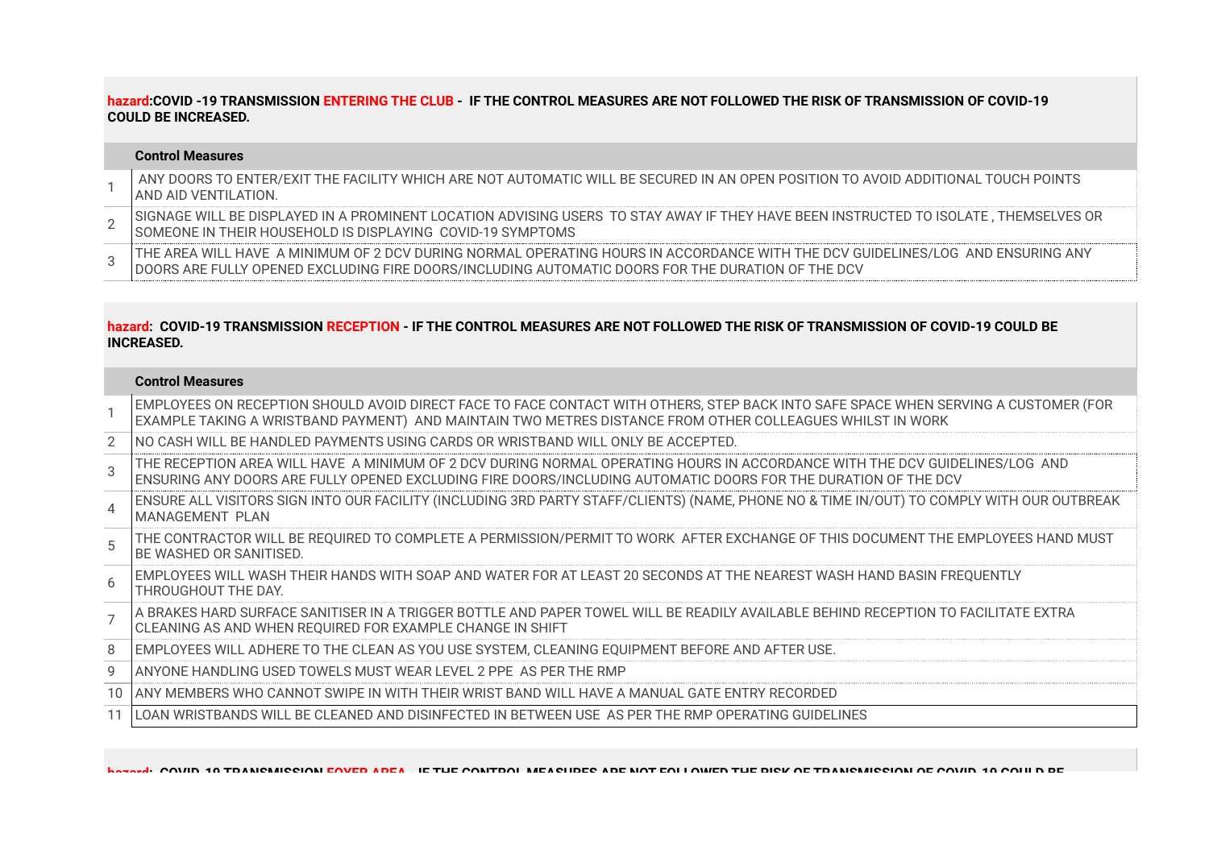**hazard:COVID -19 TRANSMISSION ENTERING THE CLUB - IF THE CONTROL MEASURES ARE NOT FOLLOWED THE RISK OF TRANSMISSION OF COVID-19 COULD BE INCREASED.**

| | Control Measures |
|---|---|
| 1 | ANY DOORS TO ENTER/EXIT THE FACILITY WHICH ARE NOT AUTOMATIC WILL BE SECURED IN AN OPEN POSITION TO AVOID ADDITIONAL TOUCH POINTS AND AID VENTILATION. |
| 2 | SIGNAGE WILL BE DISPLAYED IN A PROMINENT LOCATION ADVISING USERS TO STAY AWAY IF THEY HAVE BEEN INSTRUCTED TO ISOLATE , THEMSELVES OR SOMEONE IN THEIR HOUSEHOLD IS DISPLAYING COVID-19 SYMPTOMS |
| 3 | THE AREA WILL HAVE A MINIMUM OF 2 DCV DURING NORMAL OPERATING HOURS IN ACCORDANCE WITH THE DCV GUIDELINES/LOG AND ENSURING ANY DOORS ARE FULLY OPENED EXCLUDING FIRE DOORS/INCLUDING AUTOMATIC DOORS FOR THE DURATION OF THE DCV |

**hazard: COVID-19 TRANSMISSION RECEPTION - IF THE CONTROL MEASURES ARE NOT FOLLOWED THE RISK OF TRANSMISSION OF COVID-19 COULD BE INCREASED.**

| | Control Measures |
|---|---|
| 1 | EMPLOYEES ON RECEPTION SHOULD AVOID DIRECT FACE TO FACE CONTACT WITH OTHERS, STEP BACK INTO SAFE SPACE WHEN SERVING A CUSTOMER (FOR EXAMPLE TAKING A WRISTBAND PAYMENT) AND MAINTAIN TWO METRES DISTANCE FROM OTHER COLLEAGUES WHILST IN WORK |
| 2 | NO CASH WILL BE HANDLED PAYMENTS USING CARDS OR WRISTBAND WILL ONLY BE ACCEPTED. |
| 3 | THE RECEPTION AREA WILL HAVE A MINIMUM OF 2 DCV DURING NORMAL OPERATING HOURS IN ACCORDANCE WITH THE DCV GUIDELINES/LOG AND ENSURING ANY DOORS ARE FULLY OPENED EXCLUDING FIRE DOORS/INCLUDING AUTOMATIC DOORS FOR THE DURATION OF THE DCV |
| 4 | ENSURE ALL VISITORS SIGN INTO OUR FACILITY (INCLUDING 3RD PARTY STAFF/CLIENTS) (NAME, PHONE NO & TIME IN/OUT) TO COMPLY WITH OUR OUTBREAK MANAGEMENT PLAN |
| 5 | THE CONTRACTOR WILL BE REQUIRED TO COMPLETE A PERMISSION/PERMIT TO WORK AFTER EXCHANGE OF THIS DOCUMENT THE EMPLOYEES HAND MUST BE WASHED OR SANITISED. |
| 6 | EMPLOYEES WILL WASH THEIR HANDS WITH SOAP AND WATER FOR AT LEAST 20 SECONDS AT THE NEAREST WASH HAND BASIN FREQUENTLY THROUGHOUT THE DAY. |
| 7 | A BRAKES HARD SURFACE SANITISER IN A TRIGGER BOTTLE AND PAPER TOWEL WILL BE READILY AVAILABLE BEHIND RECEPTION TO FACILITATE EXTRA CLEANING AS AND WHEN REQUIRED FOR EXAMPLE CHANGE IN SHIFT |
| 8 | EMPLOYEES WILL ADHERE TO THE CLEAN AS YOU USE SYSTEM, CLEANING EQUIPMENT BEFORE AND AFTER USE. |
| 9 | ANYONE HANDLING USED TOWELS MUST WEAR LEVEL 2 PPE AS PER THE RMP |
| 10 | ANY MEMBERS WHO CANNOT SWIPE IN WITH THEIR WRIST BAND WILL HAVE A MANUAL GATE ENTRY RECORDED |
| 11 | LOAN WRISTBANDS WILL BE CLEANED AND DISINFECTED IN BETWEEN USE AS PER THE RMP OPERATING GUIDELINES |

**hazard: COVID-19 TRANSMISSION FOYER AREA - IF THE CONTROL MEASURES ARE NOT FOLLOWED THE RISK OF TRANSMISSION OF COVID-19 COULD BE**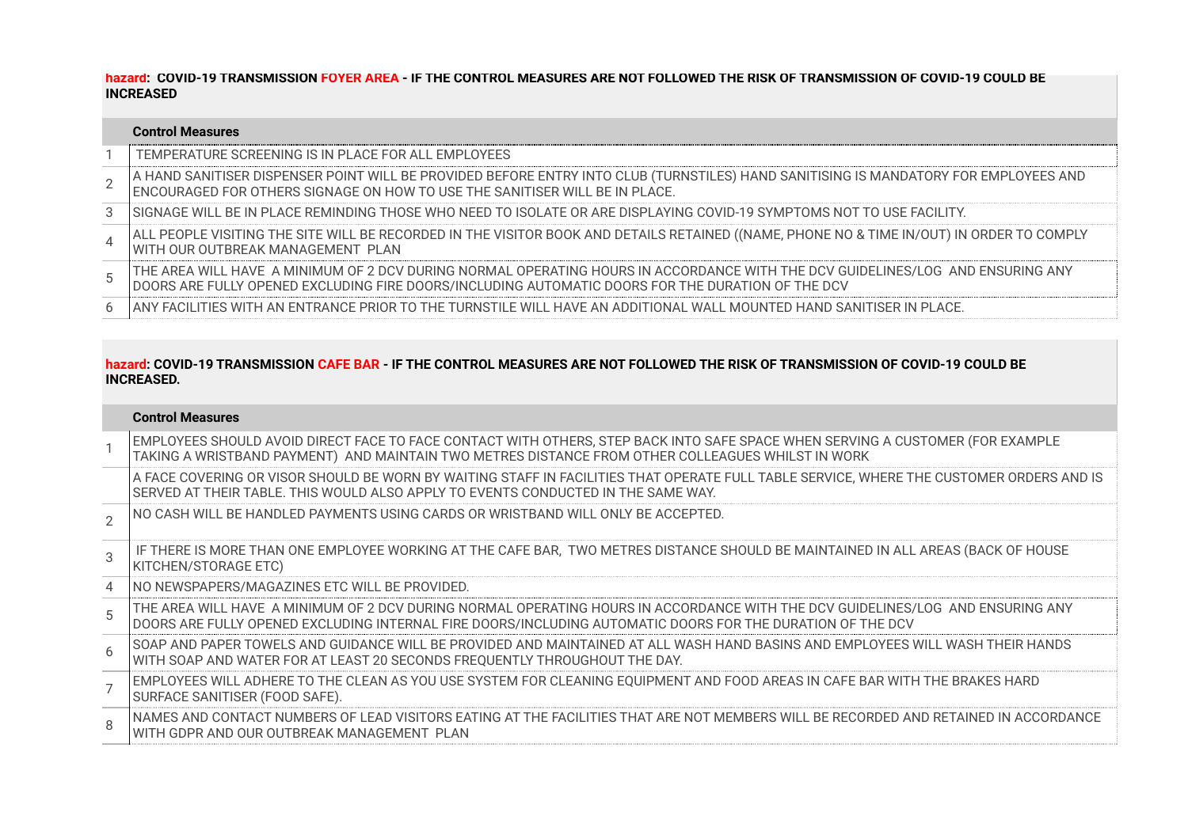**hazard: COVID-19 TRANSMISSION FOYER AREA - IF THE CONTROL MEASURES ARE NOT FOLLOWED THE RISK OF TRANSMISSION OF COVID-19 COULD BE INCREASED**

| | Control Measures |
|---|---|
| 1 | TEMPERATURE SCREENING IS IN PLACE FOR ALL EMPLOYEES |
| 2 | A HAND SANITISER DISPENSER POINT WILL BE PROVIDED BEFORE ENTRY INTO CLUB (TURNSTILES) HAND SANITISING IS MANDATORY FOR EMPLOYEES AND ENCOURAGED FOR OTHERS SIGNAGE ON HOW TO USE THE SANITISER WILL BE IN PLACE. |
| 3 | SIGNAGE WILL BE IN PLACE REMINDING THOSE WHO NEED TO ISOLATE OR ARE DISPLAYING COVID-19 SYMPTOMS NOT TO USE FACILITY. |
| 4 | ALL PEOPLE VISITING THE SITE WILL BE RECORDED IN THE VISITOR BOOK AND DETAILS RETAINED ((NAME, PHONE NO & TIME IN/OUT) IN ORDER TO COMPLY WITH OUR OUTBREAK MANAGEMENT PLAN |
| 5 | THE AREA WILL HAVE A MINIMUM OF 2 DCV DURING NORMAL OPERATING HOURS IN ACCORDANCE WITH THE DCV GUIDELINES/LOG AND ENSURING ANY DOORS ARE FULLY OPENED EXCLUDING FIRE DOORS/INCLUDING AUTOMATIC DOORS FOR THE DURATION OF THE DCV |
| 6 | ANY FACILITIES WITH AN ENTRANCE PRIOR TO THE TURNSTILE WILL HAVE AN ADDITIONAL WALL MOUNTED HAND SANITISER IN PLACE. |

**hazard: COVID-19 TRANSMISSION CAFE BAR - IF THE CONTROL MEASURES ARE NOT FOLLOWED THE RISK OF TRANSMISSION OF COVID-19 COULD BE INCREASED.**

| | Control Measures |
|---|---|
| 1 | EMPLOYEES SHOULD AVOID DIRECT FACE TO FACE CONTACT WITH OTHERS, STEP BACK INTO SAFE SPACE WHEN SERVING A CUSTOMER (FOR EXAMPLE TAKING A WRISTBAND PAYMENT) AND MAINTAIN TWO METRES DISTANCE FROM OTHER COLLEAGUES WHILST IN WORK |
| | A FACE COVERING OR VISOR SHOULD BE WORN BY WAITING STAFF IN FACILITIES THAT OPERATE FULL TABLE SERVICE, WHERE THE CUSTOMER ORDERS AND IS SERVED AT THEIR TABLE. THIS WOULD ALSO APPLY TO EVENTS CONDUCTED IN THE SAME WAY. |
| 2 | NO CASH WILL BE HANDLED PAYMENTS USING CARDS OR WRISTBAND WILL ONLY BE ACCEPTED. |
| 3 | IF THERE IS MORE THAN ONE EMPLOYEE WORKING AT THE CAFE BAR, TWO METRES DISTANCE SHOULD BE MAINTAINED IN ALL AREAS (BACK OF HOUSE KITCHEN/STORAGE ETC) |
| 4 | NO NEWSPAPERS/MAGAZINES ETC WILL BE PROVIDED. |
| 5 | THE AREA WILL HAVE A MINIMUM OF 2 DCV DURING NORMAL OPERATING HOURS IN ACCORDANCE WITH THE DCV GUIDELINES/LOG AND ENSURING ANY DOORS ARE FULLY OPENED EXCLUDING INTERNAL FIRE DOORS/INCLUDING AUTOMATIC DOORS FOR THE DURATION OF THE DCV |
| 6 | SOAP AND PAPER TOWELS AND GUIDANCE WILL BE PROVIDED AND MAINTAINED AT ALL WASH HAND BASINS AND EMPLOYEES WILL WASH THEIR HANDS WITH SOAP AND WATER FOR AT LEAST 20 SECONDS FREQUENTLY THROUGHOUT THE DAY. |
| 7 | EMPLOYEES WILL ADHERE TO THE CLEAN AS YOU USE SYSTEM FOR CLEANING EQUIPMENT AND FOOD AREAS IN CAFE BAR WITH THE BRAKES HARD SURFACE SANITISER (FOOD SAFE). |
| 8 | NAMES AND CONTACT NUMBERS OF LEAD VISITORS EATING AT THE FACILITIES THAT ARE NOT MEMBERS WILL BE RECORDED AND RETAINED IN ACCORDANCE WITH GDPR AND OUR OUTBREAK MANAGEMENT PLAN |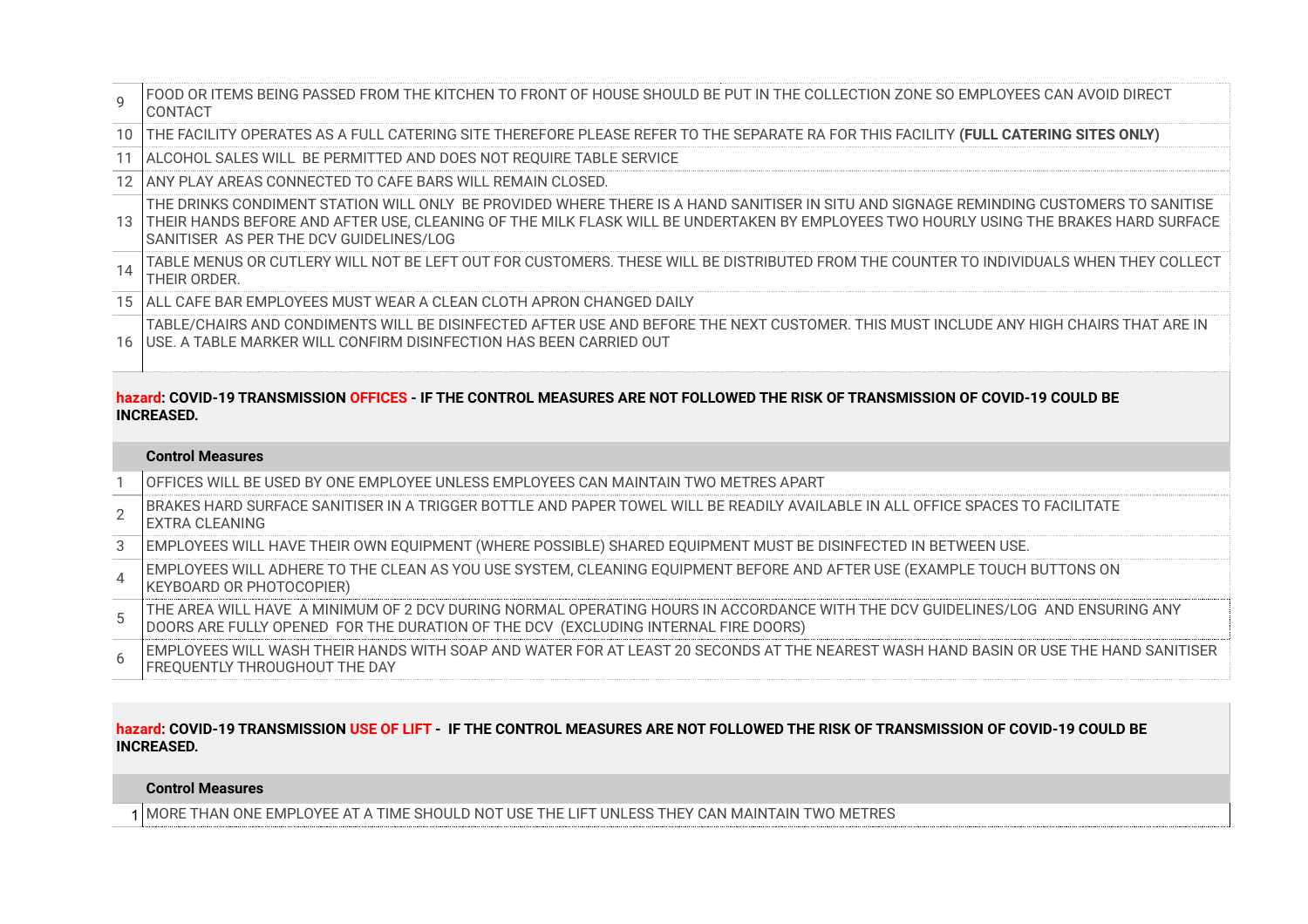| | |
|---|---|
| 9 | FOOD OR ITEMS BEING PASSED FROM THE KITCHEN TO FRONT OF HOUSE SHOULD BE PUT IN THE COLLECTION ZONE SO EMPLOYEES CAN AVOID DIRECT CONTACT |
| 10 | THE FACILITY OPERATES AS A FULL CATERING SITE THEREFORE PLEASE REFER TO THE SEPARATE RA FOR THIS FACILITY **(FULL CATERING SITES ONLY)** |
| 11 | ALCOHOL SALES WILL BE PERMITTED AND DOES NOT REQUIRE TABLE SERVICE |
| 12 | ANY PLAY AREAS CONNECTED TO CAFE BARS WILL REMAIN CLOSED. |
| 13 | THE DRINKS CONDIMENT STATION WILL ONLY BE PROVIDED WHERE THERE IS A HAND SANITISER IN SITU AND SIGNAGE REMINDING CUSTOMERS TO SANITISE THEIR HANDS BEFORE AND AFTER USE, CLEANING OF THE MILK FLASK WILL BE UNDERTAKEN BY EMPLOYEES TWO HOURLY USING THE BRAKES HARD SURFACE SANITISER AS PER THE DCV GUIDELINES/LOG |
| 14 | TABLE MENUS OR CUTLERY WILL NOT BE LEFT OUT FOR CUSTOMERS. THESE WILL BE DISTRIBUTED FROM THE COUNTER TO INDIVIDUALS WHEN THEY COLLECT THEIR ORDER. |
| 15 | ALL CAFE BAR EMPLOYEES MUST WEAR A CLEAN CLOTH APRON CHANGED DAILY |
| 16 | TABLE/CHAIRS AND CONDIMENTS WILL BE DISINFECTED AFTER USE AND BEFORE THE NEXT CUSTOMER. THIS MUST INCLUDE ANY HIGH CHAIRS THAT ARE IN USE. A TABLE MARKER WILL CONFIRM DISINFECTION HAS BEEN CARRIED OUT |

**hazard: COVID-19 TRANSMISSION OFFICES - IF THE CONTROL MEASURES ARE NOT FOLLOWED THE RISK OF TRANSMISSION OF COVID-19 COULD BE INCREASED.**

| | Control Measures |
|---|---|
| 1 | OFFICES WILL BE USED BY ONE EMPLOYEE UNLESS EMPLOYEES CAN MAINTAIN TWO METRES APART |
| 2 | BRAKES HARD SURFACE SANITISER IN A TRIGGER BOTTLE AND PAPER TOWEL WILL BE READILY AVAILABLE IN ALL OFFICE SPACES TO FACILITATE EXTRA CLEANING |
| 3 | EMPLOYEES WILL HAVE THEIR OWN EQUIPMENT (WHERE POSSIBLE) SHARED EQUIPMENT MUST BE DISINFECTED IN BETWEEN USE. |
| 4 | EMPLOYEES WILL ADHERE TO THE CLEAN AS YOU USE SYSTEM, CLEANING EQUIPMENT BEFORE AND AFTER USE (EXAMPLE TOUCH BUTTONS ON KEYBOARD OR PHOTOCOPIER) |
| 5 | THE AREA WILL HAVE A MINIMUM OF 2 DCV DURING NORMAL OPERATING HOURS IN ACCORDANCE WITH THE DCV GUIDELINES/LOG AND ENSURING ANY DOORS ARE FULLY OPENED FOR THE DURATION OF THE DCV (EXCLUDING INTERNAL FIRE DOORS) |
| 6 | EMPLOYEES WILL WASH THEIR HANDS WITH SOAP AND WATER FOR AT LEAST 20 SECONDS AT THE NEAREST WASH HAND BASIN OR USE THE HAND SANITISER FREQUENTLY THROUGHOUT THE DAY |

**hazard: COVID-19 TRANSMISSION USE OF LIFT - IF THE CONTROL MEASURES ARE NOT FOLLOWED THE RISK OF TRANSMISSION OF COVID-19 COULD BE INCREASED.**

| | Control Measures |
|---|---|
| 1 | MORE THAN ONE EMPLOYEE AT A TIME SHOULD NOT USE THE LIFT UNLESS THEY CAN MAINTAIN TWO METRES |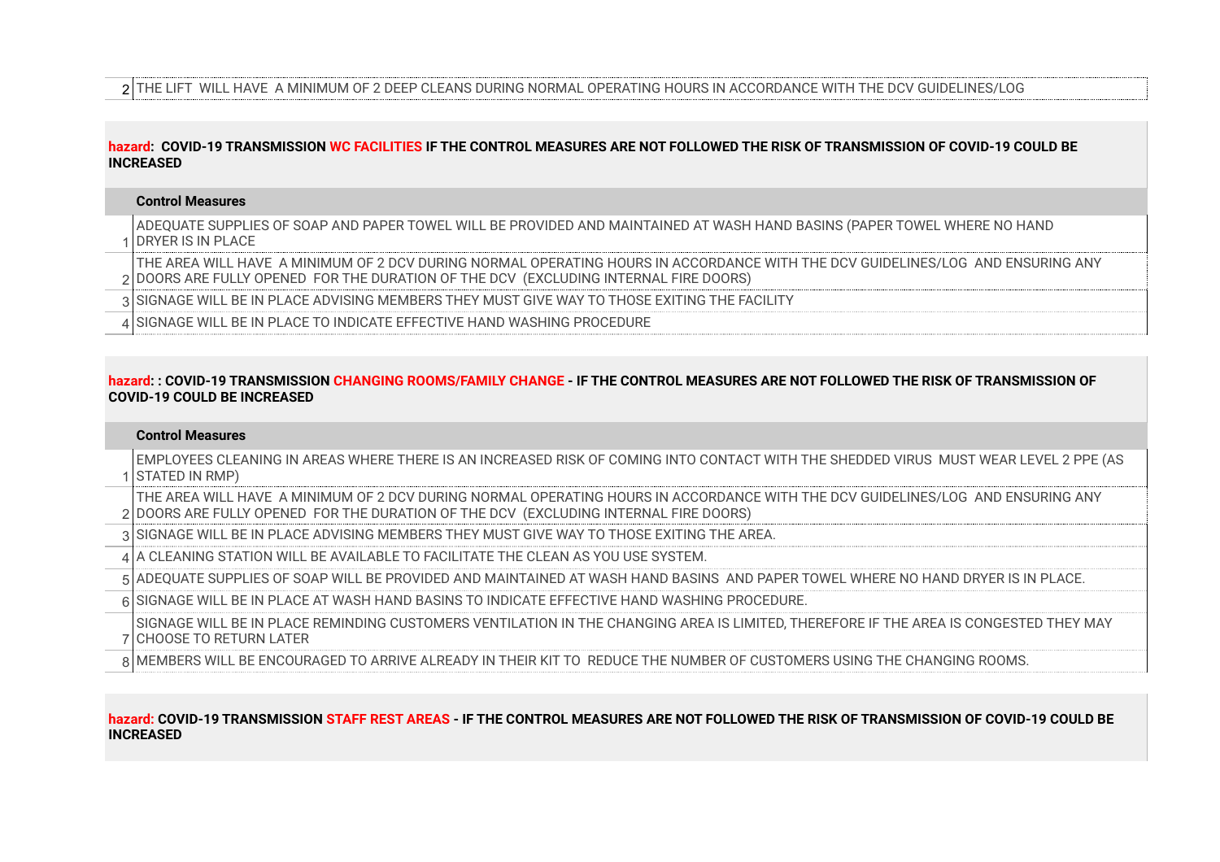| | |
|---|---|
| 2 | THE LIFT  WILL HAVE  A MINIMUM OF 2 DEEP CLEANS DURING NORMAL OPERATING HOURS IN ACCORDANCE WITH THE DCV GUIDELINES/LOG |

**hazard: COVID-19 TRANSMISSION WC FACILITIES IF THE CONTROL MEASURES ARE NOT FOLLOWED THE RISK OF TRANSMISSION OF COVID-19 COULD BE INCREASED**

| | Control Measures |
|---|---|
| 1 | ADEQUATE SUPPLIES OF SOAP AND PAPER TOWEL WILL BE PROVIDED AND MAINTAINED AT WASH HAND BASINS (PAPER TOWEL WHERE NO HAND DRYER IS IN PLACE |
| 2 | THE AREA WILL HAVE  A MINIMUM OF 2 DCV DURING NORMAL OPERATING HOURS IN ACCORDANCE WITH THE DCV GUIDELINES/LOG  AND ENSURING ANY DOORS ARE FULLY OPENED  FOR THE DURATION OF THE DCV  (EXCLUDING INTERNAL FIRE DOORS) |
| 3 | SIGNAGE WILL BE IN PLACE ADVISING MEMBERS THEY MUST GIVE WAY TO THOSE EXITING THE FACILITY |
| 4 | SIGNAGE WILL BE IN PLACE TO INDICATE EFFECTIVE HAND WASHING PROCEDURE |

**hazard: : COVID-19 TRANSMISSION CHANGING ROOMS/FAMILY CHANGE - IF THE CONTROL MEASURES ARE NOT FOLLOWED THE RISK OF TRANSMISSION OF COVID-19 COULD BE INCREASED**

| | Control Measures |
|---|---|
| 1 | EMPLOYEES CLEANING IN AREAS WHERE THERE IS AN INCREASED RISK OF COMING INTO CONTACT WITH THE SHEDDED VIRUS  MUST WEAR LEVEL 2 PPE (AS STATED IN RMP) |
| 2 | THE AREA WILL HAVE  A MINIMUM OF 2 DCV DURING NORMAL OPERATING HOURS IN ACCORDANCE WITH THE DCV GUIDELINES/LOG  AND ENSURING ANY DOORS ARE FULLY OPENED  FOR THE DURATION OF THE DCV  (EXCLUDING INTERNAL FIRE DOORS) |
| 3 | SIGNAGE WILL BE IN PLACE ADVISING MEMBERS THEY MUST GIVE WAY TO THOSE EXITING THE AREA. |
| 4 | A CLEANING STATION WILL BE AVAILABLE TO FACILITATE THE CLEAN AS YOU USE SYSTEM. |
| 5 | ADEQUATE SUPPLIES OF SOAP WILL BE PROVIDED AND MAINTAINED AT WASH HAND BASINS  AND PAPER TOWEL WHERE NO HAND DRYER IS IN PLACE. |
| 6 | SIGNAGE WILL BE IN PLACE AT WASH HAND BASINS TO INDICATE EFFECTIVE HAND WASHING PROCEDURE. |
| 7 | SIGNAGE WILL BE IN PLACE REMINDING CUSTOMERS VENTILATION IN THE CHANGING AREA IS LIMITED, THEREFORE IF THE AREA IS CONGESTED THEY MAY CHOOSE TO RETURN LATER |
| 8 | MEMBERS WILL BE ENCOURAGED TO ARRIVE ALREADY IN THEIR KIT TO  REDUCE THE NUMBER OF CUSTOMERS USING THE CHANGING ROOMS. |

**hazard: COVID-19 TRANSMISSION STAFF REST AREAS - IF THE CONTROL MEASURES ARE NOT FOLLOWED THE RISK OF TRANSMISSION OF COVID-19 COULD BE INCREASED**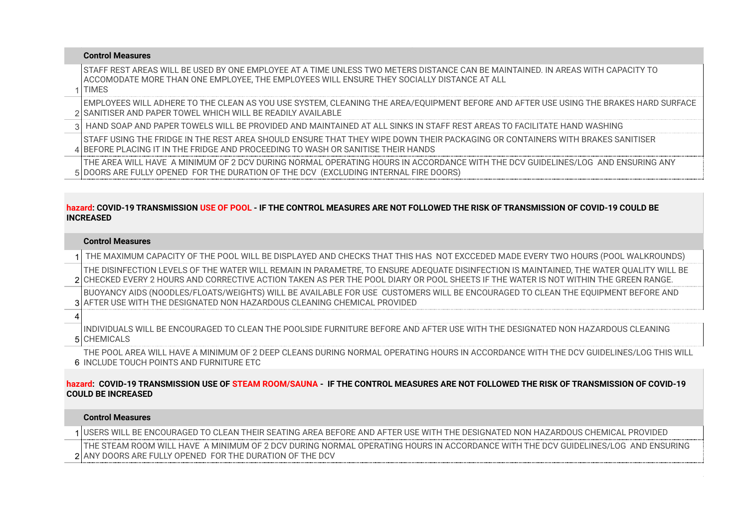| | Control Measures |
|---|---|
| 1 | STAFF REST AREAS WILL BE USED BY ONE EMPLOYEE AT A TIME UNLESS TWO METERS DISTANCE CAN BE MAINTAINED. IN AREAS WITH CAPACITY TO ACCOMODATE MORE THAN ONE EMPLOYEE, THE EMPLOYEES WILL ENSURE THEY SOCIALLY DISTANCE AT ALL TIMES |
| 2 | EMPLOYEES WILL ADHERE TO THE CLEAN AS YOU USE SYSTEM, CLEANING THE AREA/EQUIPMENT BEFORE AND AFTER USE USING THE BRAKES HARD SURFACE SANITISER AND PAPER TOWEL WHICH WILL BE READILY AVAILABLE |
| 3 | HAND SOAP AND PAPER TOWELS WILL BE PROVIDED AND MAINTAINED AT ALL SINKS IN STAFF REST AREAS TO FACILITATE HAND WASHING |
| 4 | STAFF USING THE FRIDGE IN THE REST AREA SHOULD ENSURE THAT THEY WIPE DOWN THEIR PACKAGING OR CONTAINERS WITH BRAKES SANITISER BEFORE PLACING IT IN THE FRIDGE AND PROCEEDING TO WASH OR SANITISE THEIR HANDS |
| 5 | THE AREA WILL HAVE A MINIMUM OF 2 DCV DURING NORMAL OPERATING HOURS IN ACCORDANCE WITH THE DCV GUIDELINES/LOG AND ENSURING ANY DOORS ARE FULLY OPENED FOR THE DURATION OF THE DCV (EXCLUDING INTERNAL FIRE DOORS) |

**hazard: COVID-19 TRANSMISSION USE OF POOL - IF THE CONTROL MEASURES ARE NOT FOLLOWED THE RISK OF TRANSMISSION OF COVID-19 COULD BE INCREASED**

| | Control Measures |
|---|---|
| 1 | THE MAXIMUM CAPACITY OF THE POOL WILL BE DISPLAYED AND CHECKS THAT THIS HAS NOT EXCCEDED MADE EVERY TWO HOURS (POOL WALKROUNDS) |
| 2 | THE DISINFECTION LEVELS OF THE WATER WILL REMAIN IN PARAMETRE, TO ENSURE ADEQUATE DISINFECTION IS MAINTAINED, THE WATER QUALITY WILL BE CHECKED EVERY 2 HOURS AND CORRECTIVE ACTION TAKEN AS PER THE POOL DIARY OR POOL SHEETS IF THE WATER IS NOT WITHIN THE GREEN RANGE. |
| 3 | BUOYANCY AIDS (NOODLES/FLOATS/WEIGHTS) WILL BE AVAILABLE FOR USE CUSTOMERS WILL BE ENCOURAGED TO CLEAN THE EQUIPMENT BEFORE AND AFTER USE WITH THE DESIGNATED NON HAZARDOUS CLEANING CHEMICAL PROVIDED |
| 4 | |
| 5 | INDIVIDUALS WILL BE ENCOURAGED TO CLEAN THE POOLSIDE FURNITURE BEFORE AND AFTER USE WITH THE DESIGNATED NON HAZARDOUS CLEANING CHEMICALS |
| 6 | THE POOL AREA WILL HAVE A MINIMUM OF 2 DEEP CLEANS DURING NORMAL OPERATING HOURS IN ACCORDANCE WITH THE DCV GUIDELINES/LOG THIS WILL INCLUDE TOUCH POINTS AND FURNITURE ETC |

**hazard: COVID-19 TRANSMISSION USE OF STEAM ROOM/SAUNA - IF THE CONTROL MEASURES ARE NOT FOLLOWED THE RISK OF TRANSMISSION OF COVID-19 COULD BE INCREASED**

| | Control Measures |
|---|---|
| 1 | USERS WILL BE ENCOURAGED TO CLEAN THEIR SEATING AREA BEFORE AND AFTER USE WITH THE DESIGNATED NON HAZARDOUS CHEMICAL PROVIDED |
| 2 | THE STEAM ROOM WILL HAVE A MINIMUM OF 2 DCV DURING NORMAL OPERATING HOURS IN ACCORDANCE WITH THE DCV GUIDELINES/LOG AND ENSURING ANY DOORS ARE FULLY OPENED FOR THE DURATION OF THE DCV |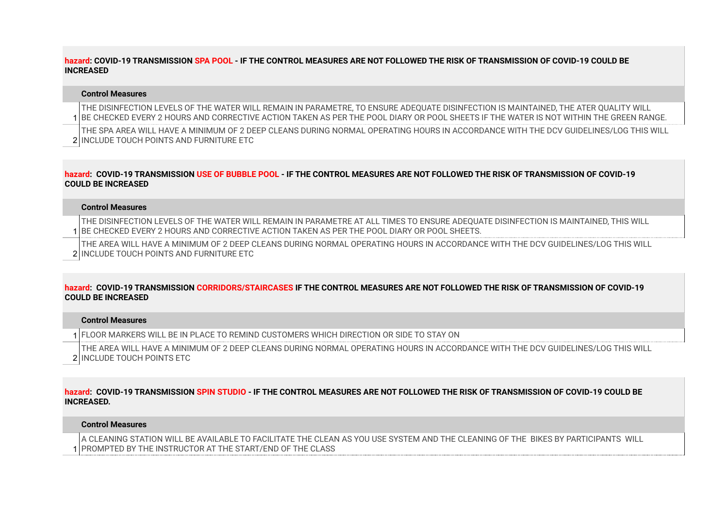**hazard: COVID-19 TRANSMISSION SPA POOL - IF THE CONTROL MEASURES ARE NOT FOLLOWED THE RISK OF TRANSMISSION OF COVID-19 COULD BE INCREASED**

| | Control Measures |
|---|---|
| 1 | THE DISINFECTION LEVELS OF THE WATER WILL REMAIN IN PARAMETRE, TO ENSURE ADEQUATE DISINFECTION IS MAINTAINED, THE ATER QUALITY WILL BE CHECKED EVERY 2 HOURS AND CORRECTIVE ACTION TAKEN AS PER THE POOL DIARY OR POOL SHEETS IF THE WATER IS NOT WITHIN THE GREEN RANGE. |
| 2 | THE SPA AREA WILL HAVE A MINIMUM OF 2 DEEP CLEANS DURING NORMAL OPERATING HOURS IN ACCORDANCE WITH THE DCV GUIDELINES/LOG THIS WILL INCLUDE TOUCH POINTS AND FURNITURE ETC |

**hazard: COVID-19 TRANSMISSION USE OF BUBBLE POOL - IF THE CONTROL MEASURES ARE NOT FOLLOWED THE RISK OF TRANSMISSION OF COVID-19 COULD BE INCREASED**

| | Control Measures |
|---|---|
| 1 | THE DISINFECTION LEVELS OF THE WATER WILL REMAIN IN PARAMETRE AT ALL TIMES TO ENSURE ADEQUATE DISINFECTION IS MAINTAINED, THIS WILL BE CHECKED EVERY 2 HOURS AND CORRECTIVE ACTION TAKEN AS PER THE POOL DIARY OR POOL SHEETS. |
| 2 | THE AREA WILL HAVE A MINIMUM OF 2 DEEP CLEANS DURING NORMAL OPERATING HOURS IN ACCORDANCE WITH THE DCV GUIDELINES/LOG THIS WILL INCLUDE TOUCH POINTS AND FURNITURE ETC |

**hazard: COVID-19 TRANSMISSION CORRIDORS/STAIRCASES IF THE CONTROL MEASURES ARE NOT FOLLOWED THE RISK OF TRANSMISSION OF COVID-19 COULD BE INCREASED**

| | Control Measures |
|---|---|
| 1 | FLOOR MARKERS WILL BE IN PLACE TO REMIND CUSTOMERS WHICH DIRECTION OR SIDE TO STAY ON |
| 2 | THE AREA WILL HAVE A MINIMUM OF 2 DEEP CLEANS DURING NORMAL OPERATING HOURS IN ACCORDANCE WITH THE DCV GUIDELINES/LOG THIS WILL INCLUDE TOUCH POINTS ETC |

**hazard: COVID-19 TRANSMISSION SPIN STUDIO - IF THE CONTROL MEASURES ARE NOT FOLLOWED THE RISK OF TRANSMISSION OF COVID-19 COULD BE INCREASED.**

| | Control Measures |
|---|---|
| 1 | A CLEANING STATION WILL BE AVAILABLE TO FACILITATE THE CLEAN AS YOU USE SYSTEM AND THE CLEANING OF THE BIKES BY PARTICIPANTS WILL PROMPTED BY THE INSTRUCTOR AT THE START/END OF THE CLASS |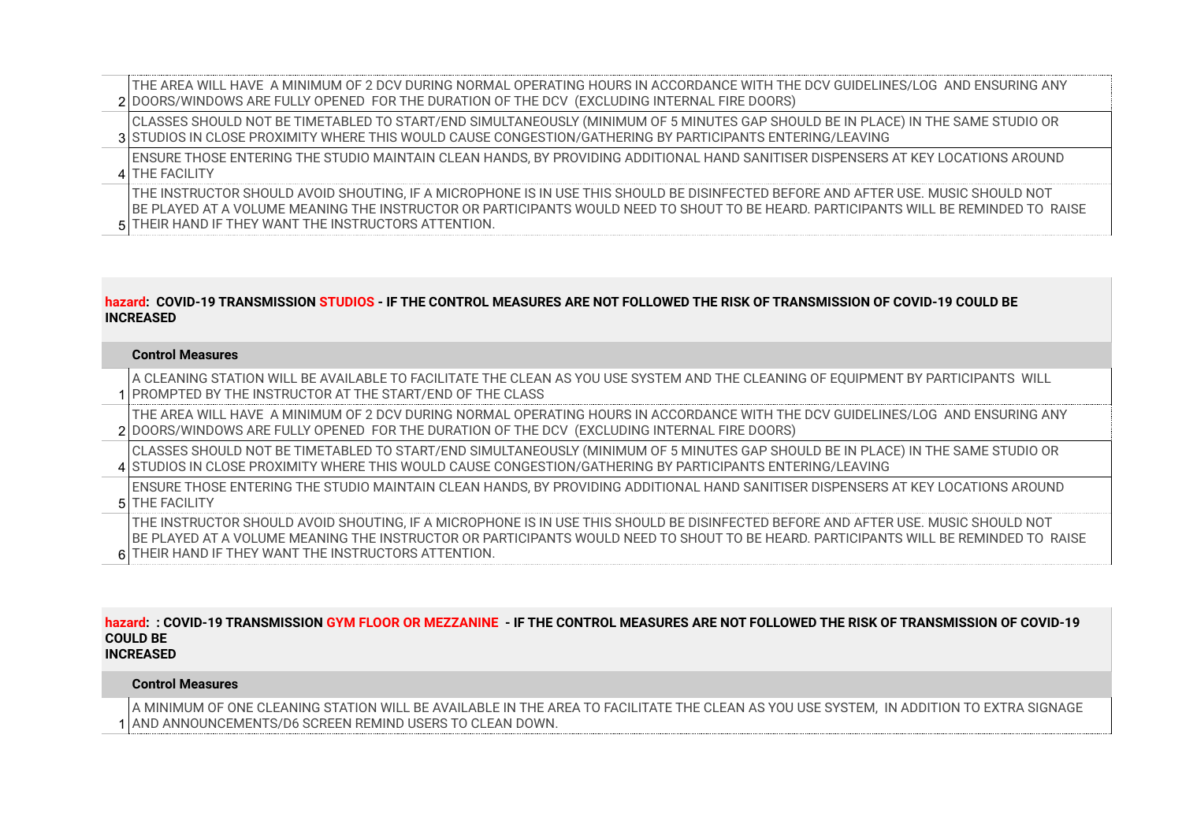| | |
|---|---|
| 2 | THE AREA WILL HAVE A MINIMUM OF 2 DCV DURING NORMAL OPERATING HOURS IN ACCORDANCE WITH THE DCV GUIDELINES/LOG AND ENSURING ANY DOORS/WINDOWS ARE FULLY OPENED FOR THE DURATION OF THE DCV (EXCLUDING INTERNAL FIRE DOORS) |
| 3 | CLASSES SHOULD NOT BE TIMETABLED TO START/END SIMULTANEOUSLY (MINIMUM OF 5 MINUTES GAP SHOULD BE IN PLACE) IN THE SAME STUDIO OR STUDIOS IN CLOSE PROXIMITY WHERE THIS WOULD CAUSE CONGESTION/GATHERING BY PARTICIPANTS ENTERING/LEAVING |
| 4 | ENSURE THOSE ENTERING THE STUDIO MAINTAIN CLEAN HANDS, BY PROVIDING ADDITIONAL HAND SANITISER DISPENSERS AT KEY LOCATIONS AROUND THE FACILITY |
| 5 | THE INSTRUCTOR SHOULD AVOID SHOUTING, IF A MICROPHONE IS IN USE THIS SHOULD BE DISINFECTED BEFORE AND AFTER USE. MUSIC SHOULD NOT BE PLAYED AT A VOLUME MEANING THE INSTRUCTOR OR PARTICIPANTS WOULD NEED TO SHOUT TO BE HEARD. PARTICIPANTS WILL BE REMINDED TO RAISE THEIR HAND IF THEY WANT THE INSTRUCTORS ATTENTION. |

**hazard: COVID-19 TRANSMISSION STUDIOS - IF THE CONTROL MEASURES ARE NOT FOLLOWED THE RISK OF TRANSMISSION OF COVID-19 COULD BE INCREASED**

| | **Control Measures** |
|---|---|
| 1 | A CLEANING STATION WILL BE AVAILABLE TO FACILITATE THE CLEAN AS YOU USE SYSTEM AND THE CLEANING OF EQUIPMENT BY PARTICIPANTS WILL PROMPTED BY THE INSTRUCTOR AT THE START/END OF THE CLASS |
| 2 | THE AREA WILL HAVE A MINIMUM OF 2 DCV DURING NORMAL OPERATING HOURS IN ACCORDANCE WITH THE DCV GUIDELINES/LOG AND ENSURING ANY DOORS/WINDOWS ARE FULLY OPENED FOR THE DURATION OF THE DCV (EXCLUDING INTERNAL FIRE DOORS) |
| 4 | CLASSES SHOULD NOT BE TIMETABLED TO START/END SIMULTANEOUSLY (MINIMUM OF 5 MINUTES GAP SHOULD BE IN PLACE) IN THE SAME STUDIO OR STUDIOS IN CLOSE PROXIMITY WHERE THIS WOULD CAUSE CONGESTION/GATHERING BY PARTICIPANTS ENTERING/LEAVING |
| 5 | ENSURE THOSE ENTERING THE STUDIO MAINTAIN CLEAN HANDS, BY PROVIDING ADDITIONAL HAND SANITISER DISPENSERS AT KEY LOCATIONS AROUND THE FACILITY |
| 6 | THE INSTRUCTOR SHOULD AVOID SHOUTING, IF A MICROPHONE IS IN USE THIS SHOULD BE DISINFECTED BEFORE AND AFTER USE. MUSIC SHOULD NOT BE PLAYED AT A VOLUME MEANING THE INSTRUCTOR OR PARTICIPANTS WOULD NEED TO SHOUT TO BE HEARD. PARTICIPANTS WILL BE REMINDED TO RAISE THEIR HAND IF THEY WANT THE INSTRUCTORS ATTENTION. |

**hazard: : COVID-19 TRANSMISSION GYM FLOOR OR MEZZANINE - IF THE CONTROL MEASURES ARE NOT FOLLOWED THE RISK OF TRANSMISSION OF COVID-19 COULD BE INCREASED**

| | **Control Measures** |
|---|---|
| 1 | A MINIMUM OF ONE CLEANING STATION WILL BE AVAILABLE IN THE AREA TO FACILITATE THE CLEAN AS YOU USE SYSTEM, IN ADDITION TO EXTRA SIGNAGE AND ANNOUNCEMENTS/D6 SCREEN REMIND USERS TO CLEAN DOWN. |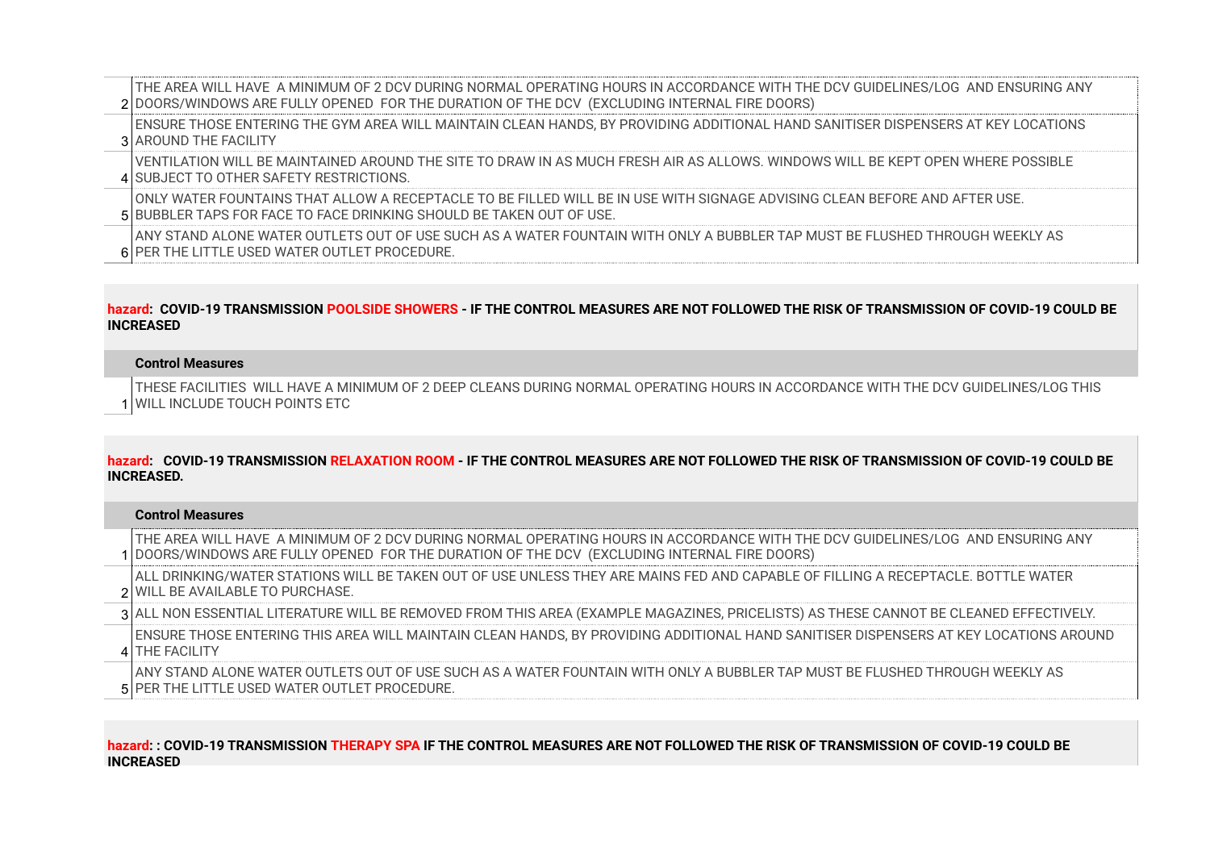| | |
|---|---|
| 2 | THE AREA WILL HAVE A MINIMUM OF 2 DCV DURING NORMAL OPERATING HOURS IN ACCORDANCE WITH THE DCV GUIDELINES/LOG AND ENSURING ANY DOORS/WINDOWS ARE FULLY OPENED FOR THE DURATION OF THE DCV (EXCLUDING INTERNAL FIRE DOORS) |
| 3 | ENSURE THOSE ENTERING THE GYM AREA WILL MAINTAIN CLEAN HANDS, BY PROVIDING ADDITIONAL HAND SANITISER DISPENSERS AT KEY LOCATIONS AROUND THE FACILITY |
| 4 | VENTILATION WILL BE MAINTAINED AROUND THE SITE TO DRAW IN AS MUCH FRESH AIR AS ALLOWS. WINDOWS WILL BE KEPT OPEN WHERE POSSIBLE SUBJECT TO OTHER SAFETY RESTRICTIONS. |
| 5 | ONLY WATER FOUNTAINS THAT ALLOW A RECEPTACLE TO BE FILLED WILL BE IN USE WITH SIGNAGE ADVISING CLEAN BEFORE AND AFTER USE. BUBBLER TAPS FOR FACE TO FACE DRINKING SHOULD BE TAKEN OUT OF USE. |
| 6 | ANY STAND ALONE WATER OUTLETS OUT OF USE SUCH AS A WATER FOUNTAIN WITH ONLY A BUBBLER TAP MUST BE FLUSHED THROUGH WEEKLY AS PER THE LITTLE USED WATER OUTLET PROCEDURE. |

**hazard: COVID-19 TRANSMISSION POOLSIDE SHOWERS - IF THE CONTROL MEASURES ARE NOT FOLLOWED THE RISK OF TRANSMISSION OF COVID-19 COULD BE INCREASED**

| | Control Measures |
|---|---|
| 1 | THESE FACILITIES WILL HAVE A MINIMUM OF 2 DEEP CLEANS DURING NORMAL OPERATING HOURS IN ACCORDANCE WITH THE DCV GUIDELINES/LOG THIS WILL INCLUDE TOUCH POINTS ETC |

**hazard: COVID-19 TRANSMISSION RELAXATION ROOM - IF THE CONTROL MEASURES ARE NOT FOLLOWED THE RISK OF TRANSMISSION OF COVID-19 COULD BE INCREASED.**

| | Control Measures |
|---|---|
| 1 | THE AREA WILL HAVE A MINIMUM OF 2 DCV DURING NORMAL OPERATING HOURS IN ACCORDANCE WITH THE DCV GUIDELINES/LOG AND ENSURING ANY DOORS/WINDOWS ARE FULLY OPENED FOR THE DURATION OF THE DCV (EXCLUDING INTERNAL FIRE DOORS) |
| 2 | ALL DRINKING/WATER STATIONS WILL BE TAKEN OUT OF USE UNLESS THEY ARE MAINS FED AND CAPABLE OF FILLING A RECEPTACLE. BOTTLE WATER WILL BE AVAILABLE TO PURCHASE. |
| 3 | ALL NON ESSENTIAL LITERATURE WILL BE REMOVED FROM THIS AREA (EXAMPLE MAGAZINES, PRICELISTS) AS THESE CANNOT BE CLEANED EFFECTIVELY. |
| 4 | ENSURE THOSE ENTERING THIS AREA WILL MAINTAIN CLEAN HANDS, BY PROVIDING ADDITIONAL HAND SANITISER DISPENSERS AT KEY LOCATIONS AROUND THE FACILITY |
| 5 | ANY STAND ALONE WATER OUTLETS OUT OF USE SUCH AS A WATER FOUNTAIN WITH ONLY A BUBBLER TAP MUST BE FLUSHED THROUGH WEEKLY AS PER THE LITTLE USED WATER OUTLET PROCEDURE. |

**hazard: : COVID-19 TRANSMISSION THERAPY SPA IF THE CONTROL MEASURES ARE NOT FOLLOWED THE RISK OF TRANSMISSION OF COVID-19 COULD BE INCREASED**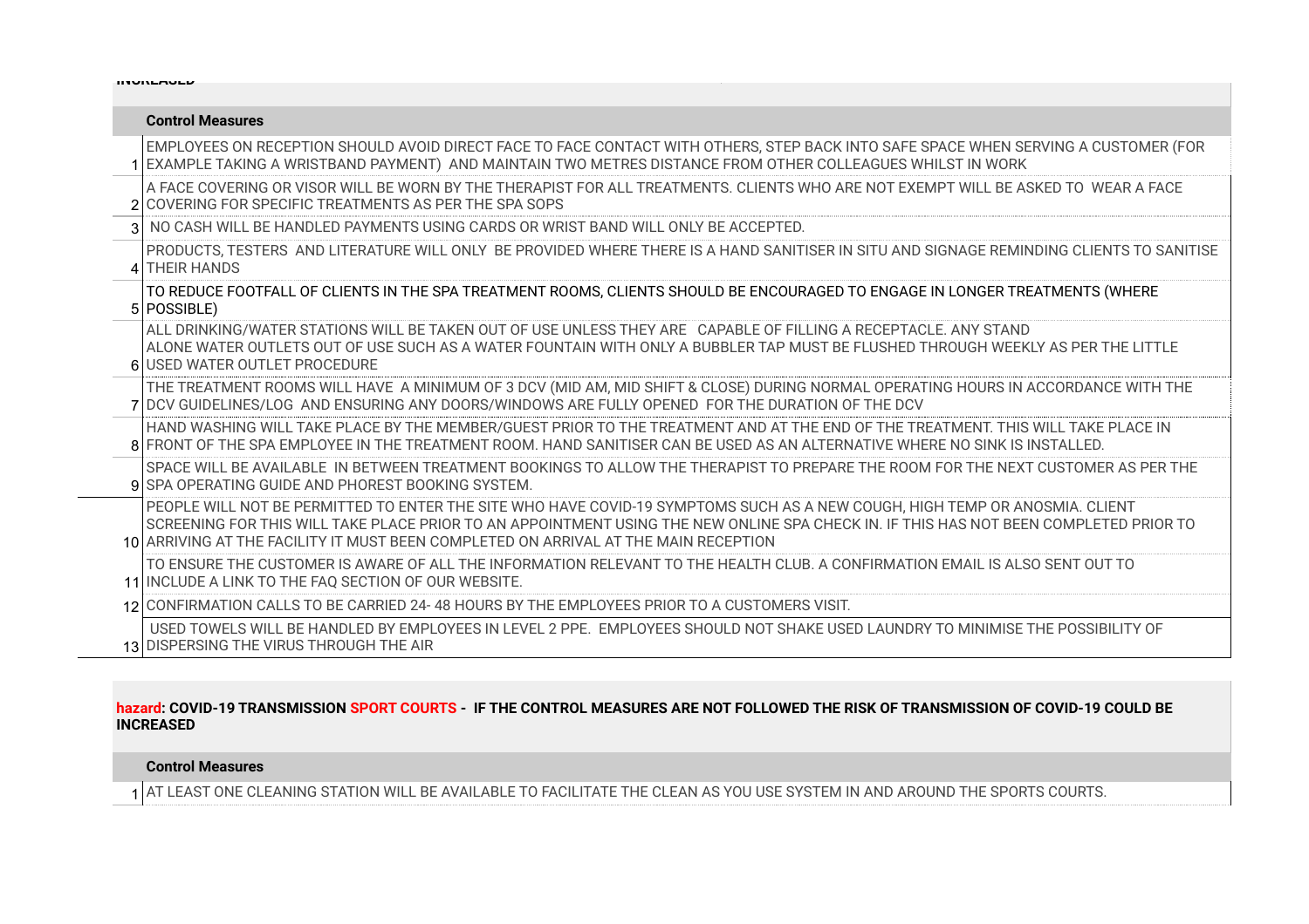**INCREASED**

| | Control Measures |
|---|---|
| 1 | EMPLOYEES ON RECEPTION SHOULD AVOID DIRECT FACE TO FACE CONTACT WITH OTHERS, STEP BACK INTO SAFE SPACE WHEN SERVING A CUSTOMER (FOR EXAMPLE TAKING A WRISTBAND PAYMENT) AND MAINTAIN TWO METRES DISTANCE FROM OTHER COLLEAGUES WHILST IN WORK |
| 2 | A FACE COVERING OR VISOR WILL BE WORN BY THE THERAPIST FOR ALL TREATMENTS. CLIENTS WHO ARE NOT EXEMPT WILL BE ASKED TO WEAR A FACE COVERING FOR SPECIFIC TREATMENTS AS PER THE SPA SOPS |
| 3 | NO CASH WILL BE HANDLED PAYMENTS USING CARDS OR WRIST BAND WILL ONLY BE ACCEPTED. |
| 4 | PRODUCTS, TESTERS AND LITERATURE WILL ONLY BE PROVIDED WHERE THERE IS A HAND SANITISER IN SITU AND SIGNAGE REMINDING CLIENTS TO SANITISE THEIR HANDS |
| 5 | TO REDUCE FOOTFALL OF CLIENTS IN THE SPA TREATMENT ROOMS, CLIENTS SHOULD BE ENCOURAGED TO ENGAGE IN LONGER TREATMENTS (WHERE POSSIBLE) |
| 6 | ALL DRINKING/WATER STATIONS WILL BE TAKEN OUT OF USE UNLESS THEY ARE CAPABLE OF FILLING A RECEPTACLE. ANY STAND ALONE WATER OUTLETS OUT OF USE SUCH AS A WATER FOUNTAIN WITH ONLY A BUBBLER TAP MUST BE FLUSHED THROUGH WEEKLY AS PER THE LITTLE USED WATER OUTLET PROCEDURE |
| 7 | THE TREATMENT ROOMS WILL HAVE A MINIMUM OF 3 DCV (MID AM, MID SHIFT & CLOSE) DURING NORMAL OPERATING HOURS IN ACCORDANCE WITH THE DCV GUIDELINES/LOG AND ENSURING ANY DOORS/WINDOWS ARE FULLY OPENED FOR THE DURATION OF THE DCV |
| 8 | HAND WASHING WILL TAKE PLACE BY THE MEMBER/GUEST PRIOR TO THE TREATMENT AND AT THE END OF THE TREATMENT. THIS WILL TAKE PLACE IN FRONT OF THE SPA EMPLOYEE IN THE TREATMENT ROOM. HAND SANITISER CAN BE USED AS AN ALTERNATIVE WHERE NO SINK IS INSTALLED. |
| 9 | SPACE WILL BE AVAILABLE IN BETWEEN TREATMENT BOOKINGS TO ALLOW THE THERAPIST TO PREPARE THE ROOM FOR THE NEXT CUSTOMER AS PER THE SPA OPERATING GUIDE AND PHOREST BOOKING SYSTEM. |
| 10 | PEOPLE WILL NOT BE PERMITTED TO ENTER THE SITE WHO HAVE COVID-19 SYMPTOMS SUCH AS A NEW COUGH, HIGH TEMP OR ANOSMIA. CLIENT SCREENING FOR THIS WILL TAKE PLACE PRIOR TO AN APPOINTMENT USING THE NEW ONLINE SPA CHECK IN. IF THIS HAS NOT BEEN COMPLETED PRIOR TO ARRIVING AT THE FACILITY IT MUST BEEN COMPLETED ON ARRIVAL AT THE MAIN RECEPTION |
| 11 | TO ENSURE THE CUSTOMER IS AWARE OF ALL THE INFORMATION RELEVANT TO THE HEALTH CLUB. A CONFIRMATION EMAIL IS ALSO SENT OUT TO INCLUDE A LINK TO THE FAQ SECTION OF OUR WEBSITE. |
| 12 | CONFIRMATION CALLS TO BE CARRIED 24- 48 HOURS BY THE EMPLOYEES PRIOR TO A CUSTOMERS VISIT. |
| 13 | USED TOWELS WILL BE HANDLED BY EMPLOYEES IN LEVEL 2 PPE. EMPLOYEES SHOULD NOT SHAKE USED LAUNDRY TO MINIMISE THE POSSIBILITY OF DISPERSING THE VIRUS THROUGH THE AIR |

**hazard: COVID-19 TRANSMISSION SPORT COURTS - IF THE CONTROL MEASURES ARE NOT FOLLOWED THE RISK OF TRANSMISSION OF COVID-19 COULD BE INCREASED**

| | Control Measures |
|---|---|
| 1 | AT LEAST ONE CLEANING STATION WILL BE AVAILABLE TO FACILITATE THE CLEAN AS YOU USE SYSTEM IN AND AROUND THE SPORTS COURTS. |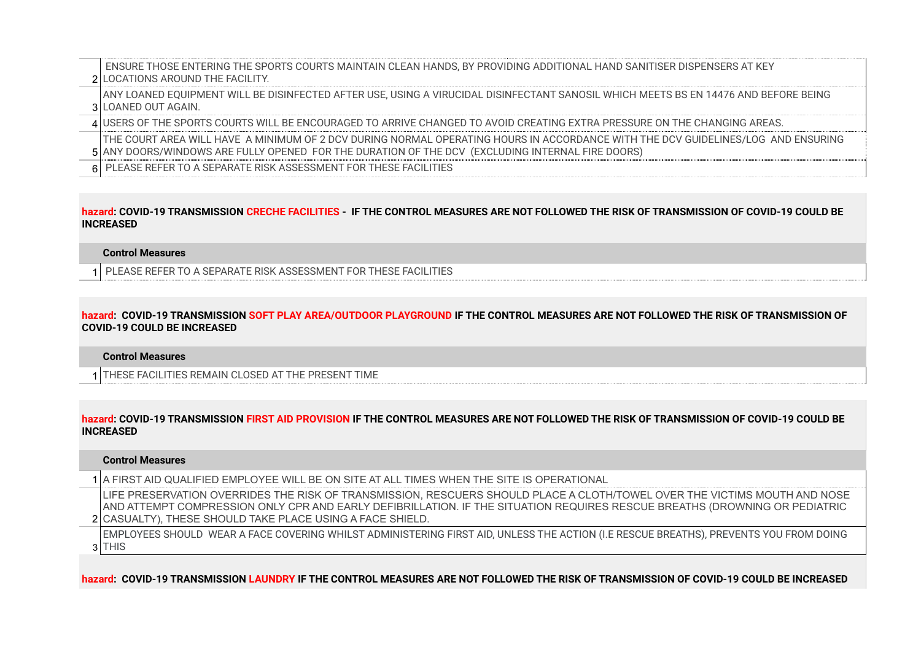| | |
|---|---|
| 2 | ENSURE THOSE ENTERING THE SPORTS COURTS MAINTAIN CLEAN HANDS, BY PROVIDING ADDITIONAL HAND SANITISER DISPENSERS AT KEY LOCATIONS AROUND THE FACILITY. |
| 3 | ANY LOANED EQUIPMENT WILL BE DISINFECTED AFTER USE, USING A VIRUCIDAL DISINFECTANT SANOSIL WHICH MEETS BS EN 14476 AND BEFORE BEING LOANED OUT AGAIN. |
| 4 | USERS OF THE SPORTS COURTS WILL BE ENCOURAGED TO ARRIVE CHANGED TO AVOID CREATING EXTRA PRESSURE ON THE CHANGING AREAS. |
| 5 | THE COURT AREA WILL HAVE A MINIMUM OF 2 DCV DURING NORMAL OPERATING HOURS IN ACCORDANCE WITH THE DCV GUIDELINES/LOG AND ENSURING ANY DOORS/WINDOWS ARE FULLY OPENED FOR THE DURATION OF THE DCV (EXCLUDING INTERNAL FIRE DOORS) |
| 6 | PLEASE REFER TO A SEPARATE RISK ASSESSMENT FOR THESE FACILITIES |

**hazard: COVID-19 TRANSMISSION CRECHE FACILITIES - IF THE CONTROL MEASURES ARE NOT FOLLOWED THE RISK OF TRANSMISSION OF COVID-19 COULD BE INCREASED**

| | Control Measures |
|---|---|
| 1 | PLEASE REFER TO A SEPARATE RISK ASSESSMENT FOR THESE FACILITIES |

**hazard: COVID-19 TRANSMISSION SOFT PLAY AREA/OUTDOOR PLAYGROUND IF THE CONTROL MEASURES ARE NOT FOLLOWED THE RISK OF TRANSMISSION OF COVID-19 COULD BE INCREASED**

| | Control Measures |
|---|---|
| 1 | THESE FACILITIES REMAIN CLOSED AT THE PRESENT TIME |

**hazard: COVID-19 TRANSMISSION FIRST AID PROVISION IF THE CONTROL MEASURES ARE NOT FOLLOWED THE RISK OF TRANSMISSION OF COVID-19 COULD BE INCREASED**

| | Control Measures |
|---|---|
| 1 | A FIRST AID QUALIFIED EMPLOYEE WILL BE ON SITE AT ALL TIMES WHEN THE SITE IS OPERATIONAL |
| 2 | LIFE PRESERVATION OVERRIDES THE RISK OF TRANSMISSION, RESCUERS SHOULD PLACE A CLOTH/TOWEL OVER THE VICTIMS MOUTH AND NOSE AND ATTEMPT COMPRESSION ONLY CPR AND EARLY DEFIBRILLATION. IF THE SITUATION REQUIRES RESCUE BREATHS (DROWNING OR PEDIATRIC CASUALTY), THESE SHOULD TAKE PLACE USING A FACE SHIELD. |
| 3 | EMPLOYEES SHOULD WEAR A FACE COVERING WHILST ADMINISTERING FIRST AID, UNLESS THE ACTION (I.E RESCUE BREATHS), PREVENTS YOU FROM DOING THIS |

**hazard: COVID-19 TRANSMISSION LAUNDRY IF THE CONTROL MEASURES ARE NOT FOLLOWED THE RISK OF TRANSMISSION OF COVID-19 COULD BE INCREASED**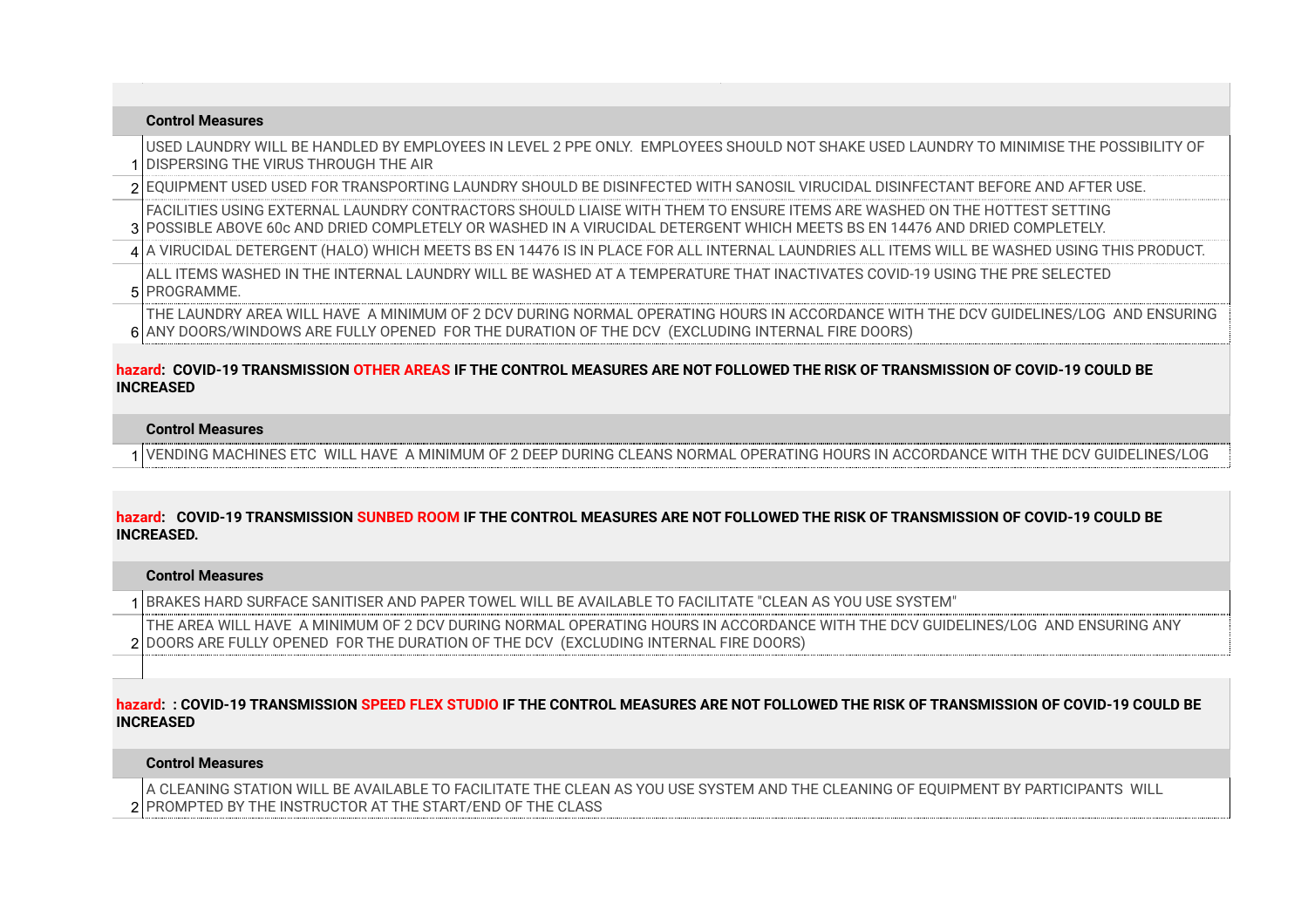| | Control Measures |
|---|---|
| 1 | USED LAUNDRY WILL BE HANDLED BY EMPLOYEES IN LEVEL 2 PPE ONLY. EMPLOYEES SHOULD NOT SHAKE USED LAUNDRY TO MINIMISE THE POSSIBILITY OF DISPERSING THE VIRUS THROUGH THE AIR |
| 2 | EQUIPMENT USED USED FOR TRANSPORTING LAUNDRY SHOULD BE DISINFECTED WITH SANOSIL VIRUCIDAL DISINFECTANT BEFORE AND AFTER USE. |
| 3 | FACILITIES USING EXTERNAL LAUNDRY CONTRACTORS SHOULD LIAISE WITH THEM TO ENSURE ITEMS ARE WASHED ON THE HOTTEST SETTING POSSIBLE ABOVE 60c AND DRIED COMPLETELY OR WASHED IN A VIRUCIDAL DETERGENT WHICH MEETS BS EN 14476 AND DRIED COMPLETELY. |
| 4 | A VIRUCIDAL DETERGENT (HALO) WHICH MEETS BS EN 14476 IS IN PLACE FOR ALL INTERNAL LAUNDRIES ALL ITEMS WILL BE WASHED USING THIS PRODUCT. |
| 5 | ALL ITEMS WASHED IN THE INTERNAL LAUNDRY WILL BE WASHED AT A TEMPERATURE THAT INACTIVATES COVID-19 USING THE PRE SELECTED PROGRAMME. |
| 6 | THE LAUNDRY AREA WILL HAVE A MINIMUM OF 2 DCV DURING NORMAL OPERATING HOURS IN ACCORDANCE WITH THE DCV GUIDELINES/LOG AND ENSURING ANY DOORS/WINDOWS ARE FULLY OPENED FOR THE DURATION OF THE DCV (EXCLUDING INTERNAL FIRE DOORS) |

**hazard: COVID-19 TRANSMISSION OTHER AREAS IF THE CONTROL MEASURES ARE NOT FOLLOWED THE RISK OF TRANSMISSION OF COVID-19 COULD BE INCREASED**

| | Control Measures |
|---|---|
| 1 | VENDING MACHINES ETC WILL HAVE A MINIMUM OF 2 DEEP DURING CLEANS NORMAL OPERATING HOURS IN ACCORDANCE WITH THE DCV GUIDELINES/LOG |

**hazard: COVID-19 TRANSMISSION SUNBED ROOM IF THE CONTROL MEASURES ARE NOT FOLLOWED THE RISK OF TRANSMISSION OF COVID-19 COULD BE INCREASED.**

| | Control Measures |
|---|---|
| 1 | BRAKES HARD SURFACE SANITISER AND PAPER TOWEL WILL BE AVAILABLE TO FACILITATE "CLEAN AS YOU USE SYSTEM" |
| 2 | THE AREA WILL HAVE A MINIMUM OF 2 DCV DURING NORMAL OPERATING HOURS IN ACCORDANCE WITH THE DCV GUIDELINES/LOG AND ENSURING ANY DOORS ARE FULLY OPENED FOR THE DURATION OF THE DCV (EXCLUDING INTERNAL FIRE DOORS) |
| | |

**hazard: : COVID-19 TRANSMISSION SPEED FLEX STUDIO IF THE CONTROL MEASURES ARE NOT FOLLOWED THE RISK OF TRANSMISSION OF COVID-19 COULD BE INCREASED**

| | Control Measures |
|---|---|
| 2 | A CLEANING STATION WILL BE AVAILABLE TO FACILITATE THE CLEAN AS YOU USE SYSTEM AND THE CLEANING OF EQUIPMENT BY PARTICIPANTS WILL PROMPTED BY THE INSTRUCTOR AT THE START/END OF THE CLASS |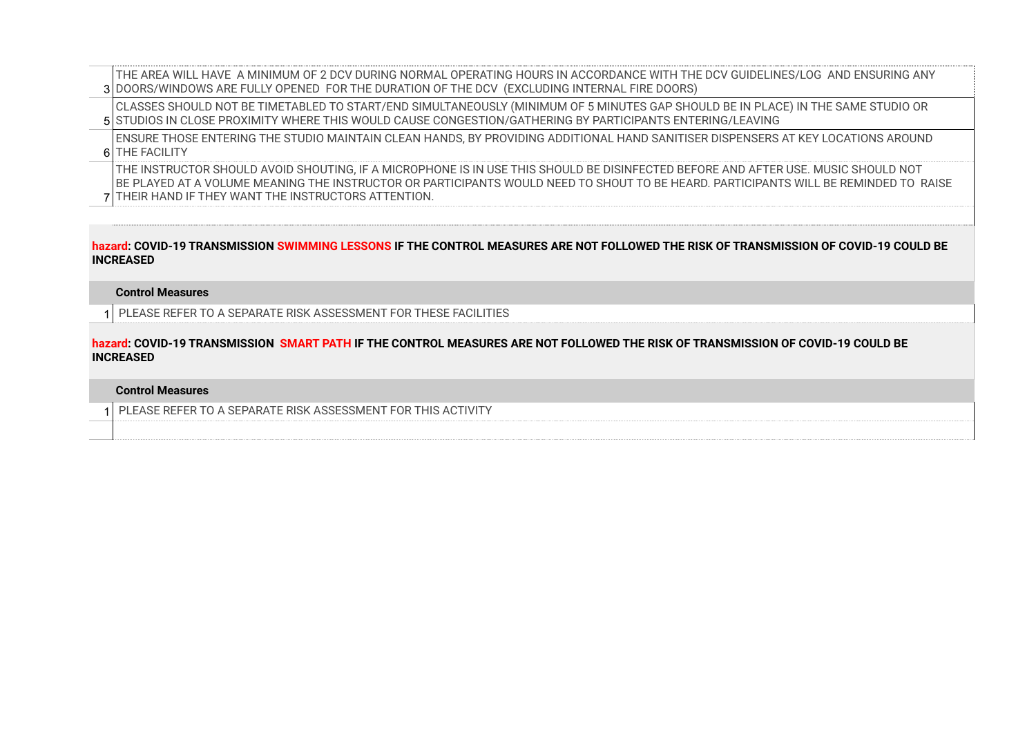| | |
|---|---|
| 3 | THE AREA WILL HAVE A MINIMUM OF 2 DCV DURING NORMAL OPERATING HOURS IN ACCORDANCE WITH THE DCV GUIDELINES/LOG AND ENSURING ANY DOORS/WINDOWS ARE FULLY OPENED FOR THE DURATION OF THE DCV (EXCLUDING INTERNAL FIRE DOORS) |
| 5 | CLASSES SHOULD NOT BE TIMETABLED TO START/END SIMULTANEOUSLY (MINIMUM OF 5 MINUTES GAP SHOULD BE IN PLACE) IN THE SAME STUDIO OR STUDIOS IN CLOSE PROXIMITY WHERE THIS WOULD CAUSE CONGESTION/GATHERING BY PARTICIPANTS ENTERING/LEAVING |
| 6 | ENSURE THOSE ENTERING THE STUDIO MAINTAIN CLEAN HANDS, BY PROVIDING ADDITIONAL HAND SANITISER DISPENSERS AT KEY LOCATIONS AROUND THE FACILITY |
| 7 | THE INSTRUCTOR SHOULD AVOID SHOUTING, IF A MICROPHONE IS IN USE THIS SHOULD BE DISINFECTED BEFORE AND AFTER USE. MUSIC SHOULD NOT BE PLAYED AT A VOLUME MEANING THE INSTRUCTOR OR PARTICIPANTS WOULD NEED TO SHOUT TO BE HEARD. PARTICIPANTS WILL BE REMINDED TO RAISE THEIR HAND IF THEY WANT THE INSTRUCTORS ATTENTION. |

**hazard: COVID-19 TRANSMISSION SWIMMING LESSONS IF THE CONTROL MEASURES ARE NOT FOLLOWED THE RISK OF TRANSMISSION OF COVID-19 COULD BE INCREASED**

| | Control Measures |
|---|---|
| 1 | PLEASE REFER TO A SEPARATE RISK ASSESSMENT FOR THESE FACILITIES |

**hazard: COVID-19 TRANSMISSION SMART PATH IF THE CONTROL MEASURES ARE NOT FOLLOWED THE RISK OF TRANSMISSION OF COVID-19 COULD BE INCREASED**

| | Control Measures |
|---|---|
| 1 | PLEASE REFER TO A SEPARATE RISK ASSESSMENT FOR THIS ACTIVITY |